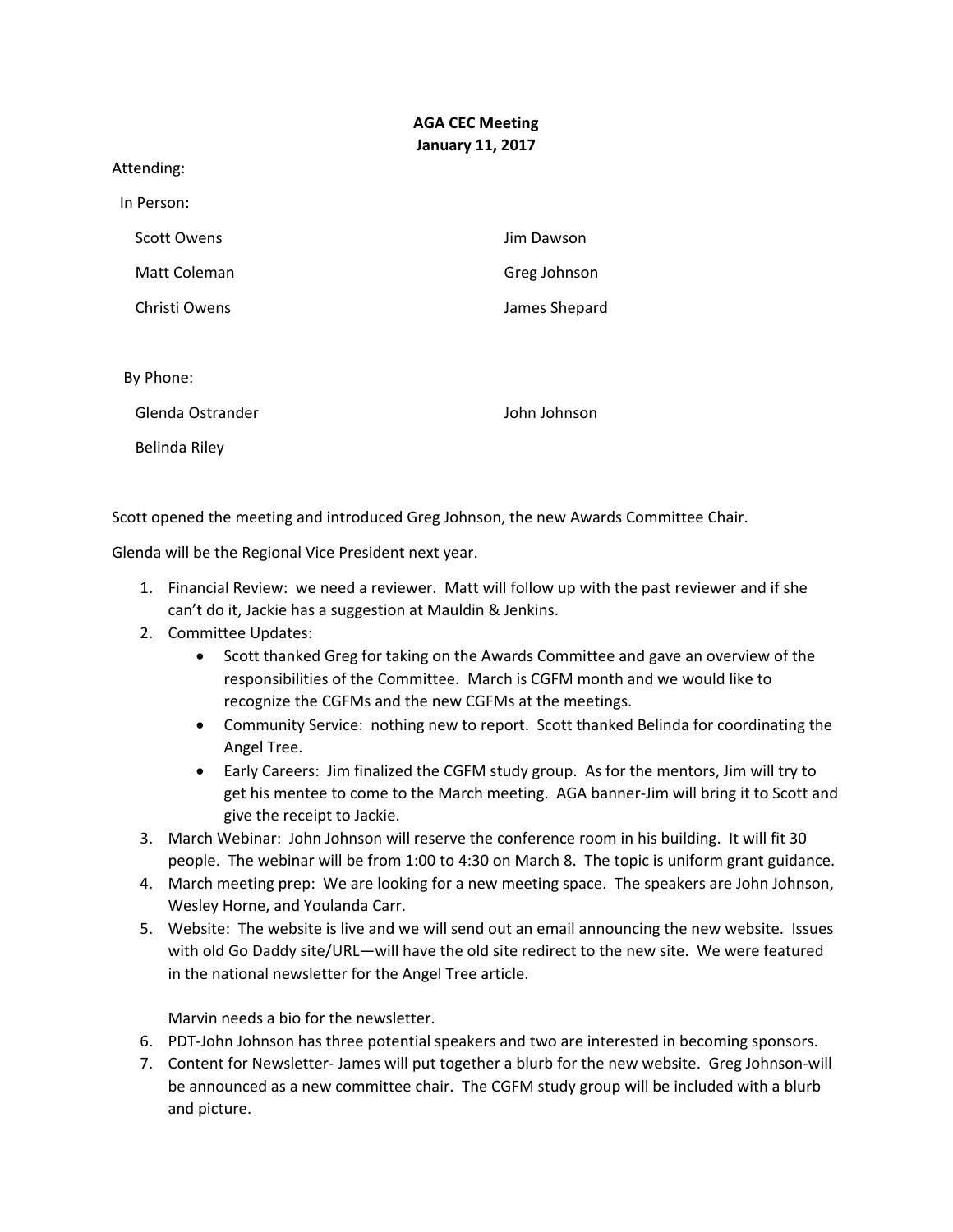**AGA CEC Meeting**
**January 11, 2017**

Attending:

In Person:

| | |
|---|---|
| Scott Owens | Jim Dawson |
| Matt Coleman | Greg Johnson |
| Christi Owens | James Shepard |

By Phone:

| | |
|---|---|
| Glenda Ostrander | John Johnson |
| Belinda Riley | |

Scott opened the meeting and introduced Greg Johnson, the new Awards Committee Chair.

Glenda will be the Regional Vice President next year.

1. Financial Review: we need a reviewer. Matt will follow up with the past reviewer and if she can't do it, Jackie has a suggestion at Mauldin & Jenkins.
2. Committee Updates:
   - Scott thanked Greg for taking on the Awards Committee and gave an overview of the responsibilities of the Committee. March is CGFM month and we would like to recognize the CGFMs and the new CGFMs at the meetings.
   - Community Service: nothing new to report. Scott thanked Belinda for coordinating the Angel Tree.
   - Early Careers: Jim finalized the CGFM study group. As for the mentors, Jim will try to get his mentee to come to the March meeting. AGA banner-Jim will bring it to Scott and give the receipt to Jackie.
3. March Webinar: John Johnson will reserve the conference room in his building. It will fit 30 people. The webinar will be from 1:00 to 4:30 on March 8. The topic is uniform grant guidance.
4. March meeting prep: We are looking for a new meeting space. The speakers are John Johnson, Wesley Horne, and Youlanda Carr.
5. Website: The website is live and we will send out an email announcing the new website. Issues with old Go Daddy site/URL—will have the old site redirect to the new site. We were featured in the national newsletter for the Angel Tree article.

   Marvin needs a bio for the newsletter.
6. PDT-John Johnson has three potential speakers and two are interested in becoming sponsors.
7. Content for Newsletter- James will put together a blurb for the new website. Greg Johnson-will be announced as a new committee chair. The CGFM study group will be included with a blurb and picture.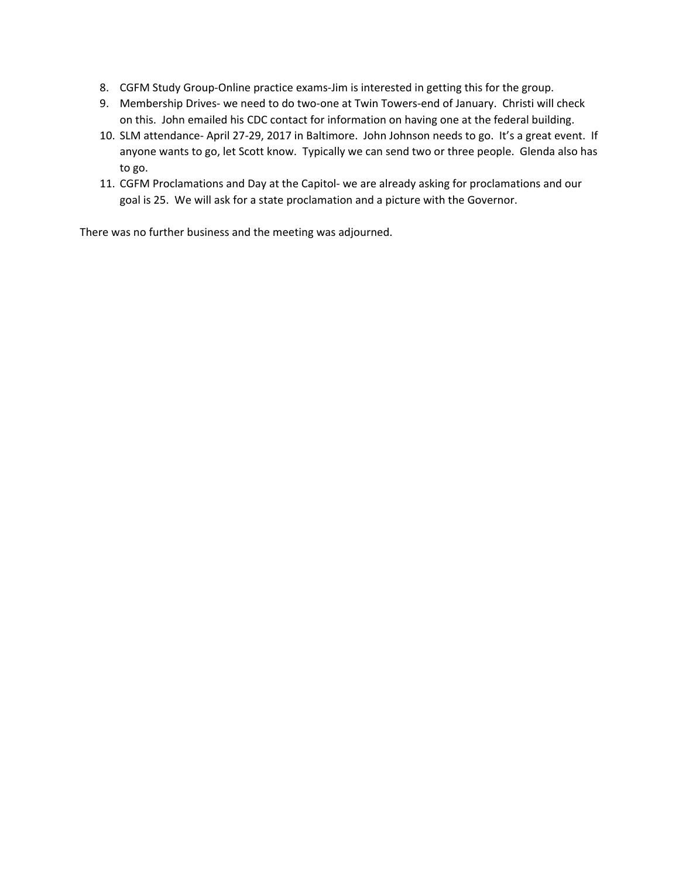8. CGFM Study Group-Online practice exams-Jim is interested in getting this for the group.
9. Membership Drives- we need to do two-one at Twin Towers-end of January. Christi will check on this. John emailed his CDC contact for information on having one at the federal building.
10. SLM attendance- April 27-29, 2017 in Baltimore. John Johnson needs to go. It's a great event. If anyone wants to go, let Scott know. Typically we can send two or three people. Glenda also has to go.
11. CGFM Proclamations and Day at the Capitol- we are already asking for proclamations and our goal is 25. We will ask for a state proclamation and a picture with the Governor.

There was no further business and the meeting was adjourned.